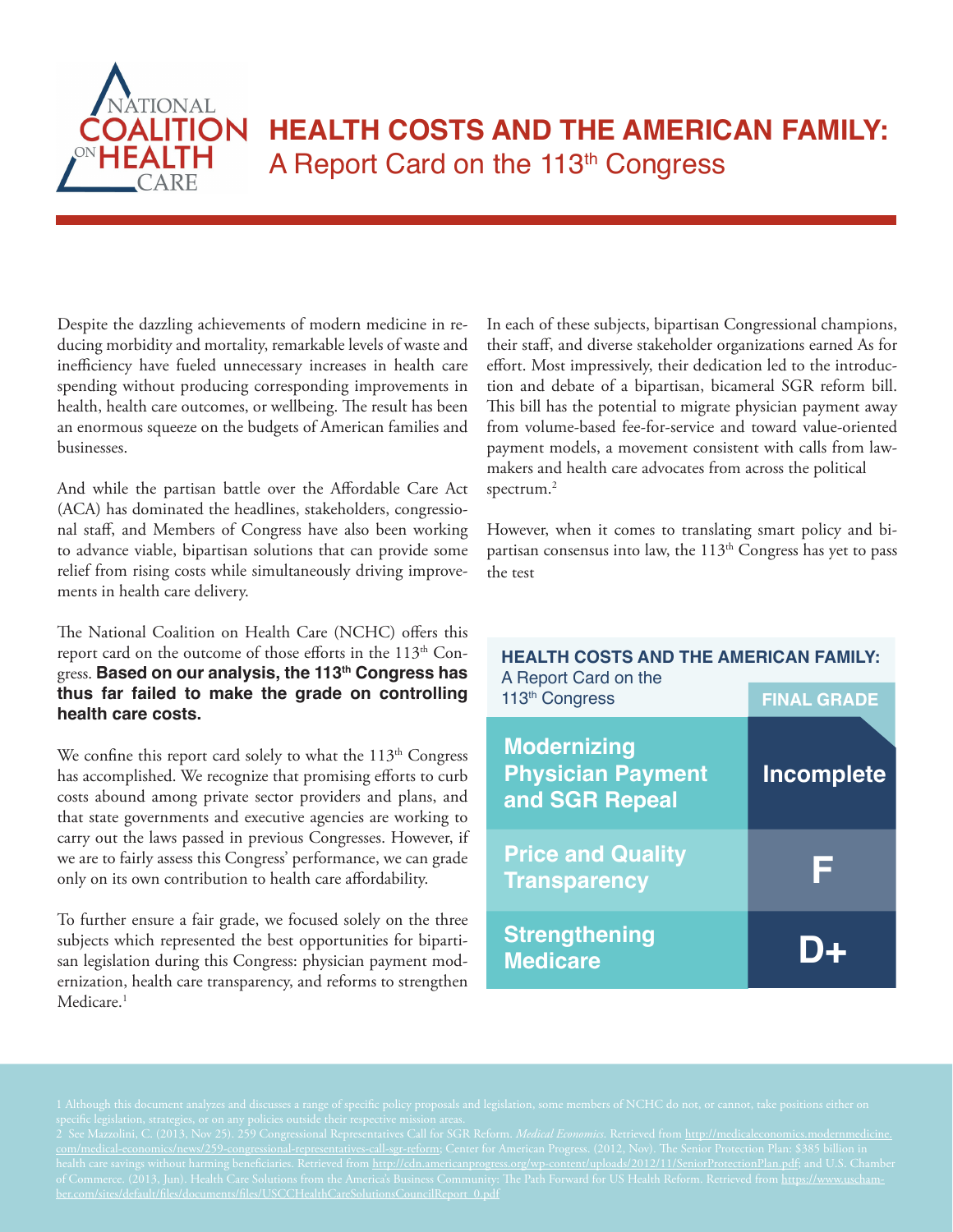# HEALTH COSTS AND THE AMERICAN FAMILY: A Report Card on the 113th Congress

Despite the dazzling achievements of modern medicine in reducing morbidity and mortality, remarkable levels of waste and inefficiency have fueled unnecessary increases in health care spending without producing corresponding improvements in health, health care outcomes, or wellbeing. The result has been an enormous squeeze on the budgets of American families and businesses.

And while the partisan battle over the Affordable Care Act (ACA) has dominated the headlines, stakeholders, congressional staff, and Members of Congress have also been working to advance viable, bipartisan solutions that can provide some relief from rising costs while simultaneously driving improvements in health care delivery.

The National Coalition on Health Care (NCHC) offers this report card on the outcome of those efforts in the 113th Congress. **Based on our analysis, the 113th Congress has thus far failed to make the grade on controlling health care costs.**

We confine this report card solely to what the 113th Congress has accomplished. We recognize that promising efforts to curb costs abound among private sector providers and plans, and that state governments and executive agencies are working to carry out the laws passed in previous Congresses. However, if we are to fairly assess this Congress' performance, we can grade only on its own contribution to health care affordability.

To further ensure a fair grade, we focused solely on the three subjects which represented the best opportunities for bipartisan legislation during this Congress: physician payment modernization, health care transparency, and reforms to strengthen Medicare.[1]

In each of these subjects, bipartisan Congressional champions, their staff, and diverse stakeholder organizations earned As for effort. Most impressively, their dedication led to the introduction and debate of a bipartisan, bicameral SGR reform bill. This bill has the potential to migrate physician payment away from volume-based fee-for-service and toward value-oriented payment models, a movement consistent with calls from lawmakers and health care advocates from across the political spectrum.[2]

However, when it comes to translating smart policy and bipartisan consensus into law, the 113th Congress has yet to pass the test

| HEALTH COSTS AND THE AMERICAN FAMILY: A Report Card on the 113th Congress | FINAL GRADE |
|---|---|
| Modernizing Physician Payment and SGR Repeal | Incomplete |
| Price and Quality Transparency | F |
| Strengthening Medicare | D+ |

1 Although this document analyzes and discusses a range of specific policy proposals and legislation, some members of NCHC do not, or cannot, take positions either on specific legislation, strategies, or on any policies outside their respective mission areas.

2 See Mazzolini, C. (2013, Nov 25). 259 Congressional Representatives Call for SGR Reform. *Medical Economics*. Retrieved from http://medicaleconomics.modernmedicine.com/medical-economics/news/259-congressional-representatives-call-sgr-reform; Center for American Progress. (2012, Nov). The Senior Protection Plan: $385 billion in health care savings without harming beneficiaries. Retrieved from http://cdn.americanprogress.org/wp-content/uploads/2012/11/SeniorProtectionPlan.pdf; and U.S. Chamber of Commerce. (2013, Jun). Health Care Solutions from the America's Business Community: The Path Forward for US Health Reform. Retrieved from https://www.uschamber.com/sites/default/files/documents/files/USCCHealthCareSolutionsCouncilReport_0.pdf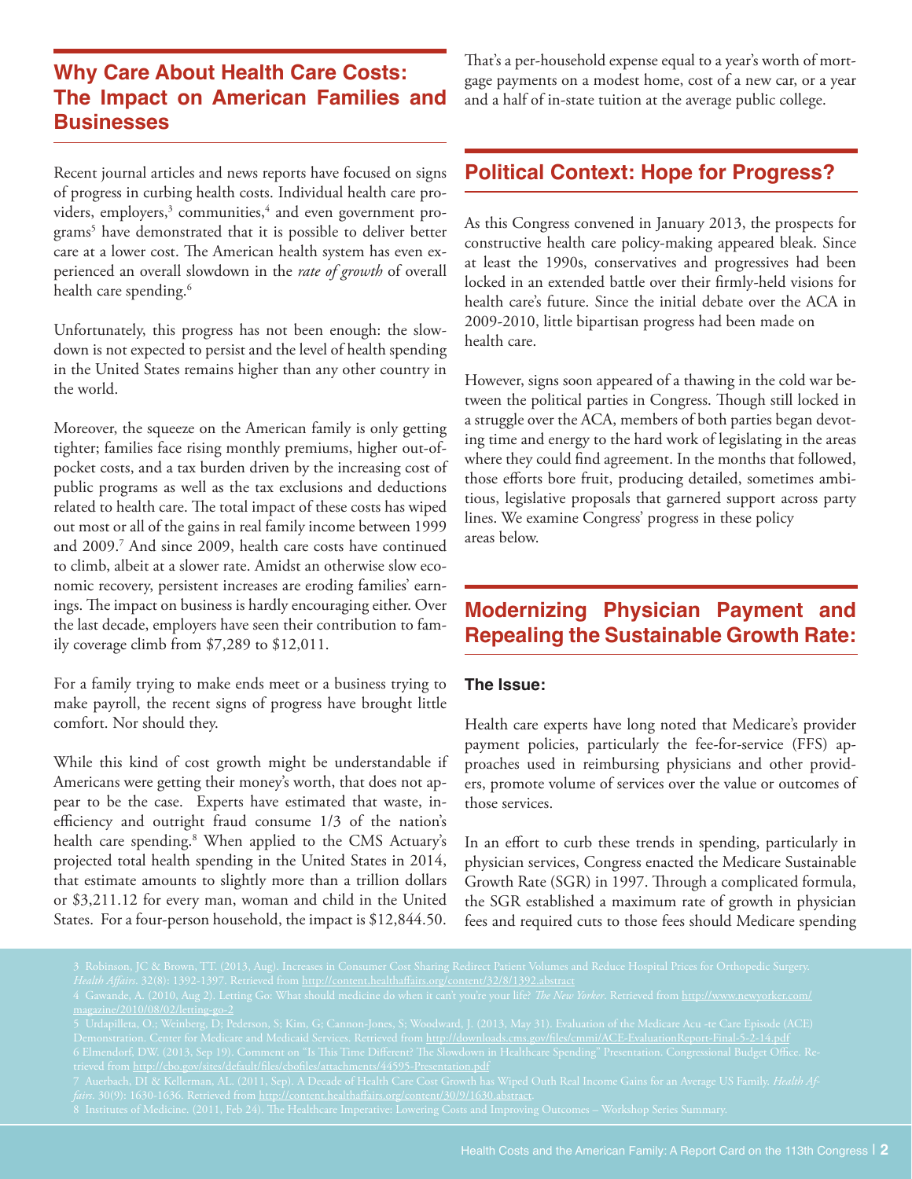## Why Care About Health Care Costs: The Impact on American Families and Businesses

Recent journal articles and news reports have focused on signs of progress in curbing health costs. Individual health care providers, employers,[3] communities,[4] and even government programs[5] have demonstrated that it is possible to deliver better care at a lower cost. The American health system has even experienced an overall slowdown in the *rate of growth* of overall health care spending.[6]

Unfortunately, this progress has not been enough: the slowdown is not expected to persist and the level of health spending in the United States remains higher than any other country in the world.

Moreover, the squeeze on the American family is only getting tighter; families face rising monthly premiums, higher out-of-pocket costs, and a tax burden driven by the increasing cost of public programs as well as the tax exclusions and deductions related to health care. The total impact of these costs has wiped out most or all of the gains in real family income between 1999 and 2009.[7] And since 2009, health care costs have continued to climb, albeit at a slower rate. Amidst an otherwise slow economic recovery, persistent increases are eroding families' earnings. The impact on business is hardly encouraging either. Over the last decade, employers have seen their contribution to family coverage climb from $7,289 to $12,011.

For a family trying to make ends meet or a business trying to make payroll, the recent signs of progress have brought little comfort. Nor should they.

While this kind of cost growth might be understandable if Americans were getting their money's worth, that does not appear to be the case. Experts have estimated that waste, inefficiency and outright fraud consume 1/3 of the nation's health care spending.[8] When applied to the CMS Actuary's projected total health spending in the United States in 2014, that estimate amounts to slightly more than a trillion dollars or $3,211.12 for every man, woman and child in the United States. For a four-person household, the impact is $12,844.50. That's a per-household expense equal to a year's worth of mortgage payments on a modest home, cost of a new car, or a year and a half of in-state tuition at the average public college.

## Political Context: Hope for Progress?

As this Congress convened in January 2013, the prospects for constructive health care policy-making appeared bleak. Since at least the 1990s, conservatives and progressives had been locked in an extended battle over their firmly-held visions for health care's future. Since the initial debate over the ACA in 2009-2010, little bipartisan progress had been made on health care.

However, signs soon appeared of a thawing in the cold war between the political parties in Congress. Though still locked in a struggle over the ACA, members of both parties began devoting time and energy to the hard work of legislating in the areas where they could find agreement. In the months that followed, those efforts bore fruit, producing detailed, sometimes ambitious, legislative proposals that garnered support across party lines. We examine Congress' progress in these policy areas below.

## Modernizing Physician Payment and Repealing the Sustainable Growth Rate:

### The Issue:

Health care experts have long noted that Medicare's provider payment policies, particularly the fee-for-service (FFS) approaches used in reimbursing physicians and other providers, promote volume of services over the value or outcomes of those services.

In an effort to curb these trends in spending, particularly in physician services, Congress enacted the Medicare Sustainable Growth Rate (SGR) in 1997. Through a complicated formula, the SGR established a maximum rate of growth in physician fees and required cuts to those fees should Medicare spending

---

3 Robinson, JC & Brown, TT. (2013, Aug). Increases in Consumer Cost Sharing Redirect Patient Volumes and Reduce Hospital Prices for Orthopedic Surgery. *Health Affairs*. 32(8): 1392-1397. Retrieved from http://content.healthaffairs.org/content/32/8/1392.abstract

4 Gawande, A. (2010, Aug 2). Letting Go: What should medicine do when it can't you're your life? *The New Yorker*. Retrieved from http://www.newyorker.com/magazine/2010/08/02/letting-go-2

5 Urdapilleta, O.; Weinberg, D; Pederson, S; Kim, G; Cannon-Jones, S; Woodward, J. (2013, May 31). Evaluation of the Medicare Acu -te Care Episode (ACE) Demonstration. Center for Medicare and Medicaid Services. Retrieved from http://downloads.cms.gov/files/cmmi/ACE-EvaluationReport-Final-5-2-14.pdf

6 Elmendorf, DW. (2013, Sep 19). Comment on "Is This Time Different? The Slowdown in Healthcare Spending" Presentation. Congressional Budget Office. Retrieved from http://cbo.gov/sites/default/files/cbofiles/attachments/44595-Presentation.pdf

7 Auerbach, DI & Kellerman, AL. (2011, Sep). A Decade of Health Care Cost Growth has Wiped Outh Real Income Gains for an Average US Family. *Health Affairs*. 30(9): 1630-1636. Retrieved from http://content.healthaffairs.org/content/30/9/1630.abstract.

8 Institutes of Medicine. (2011, Feb 24). The Healthcare Imperative: Lowering Costs and Improving Outcomes – Workshop Series Summary.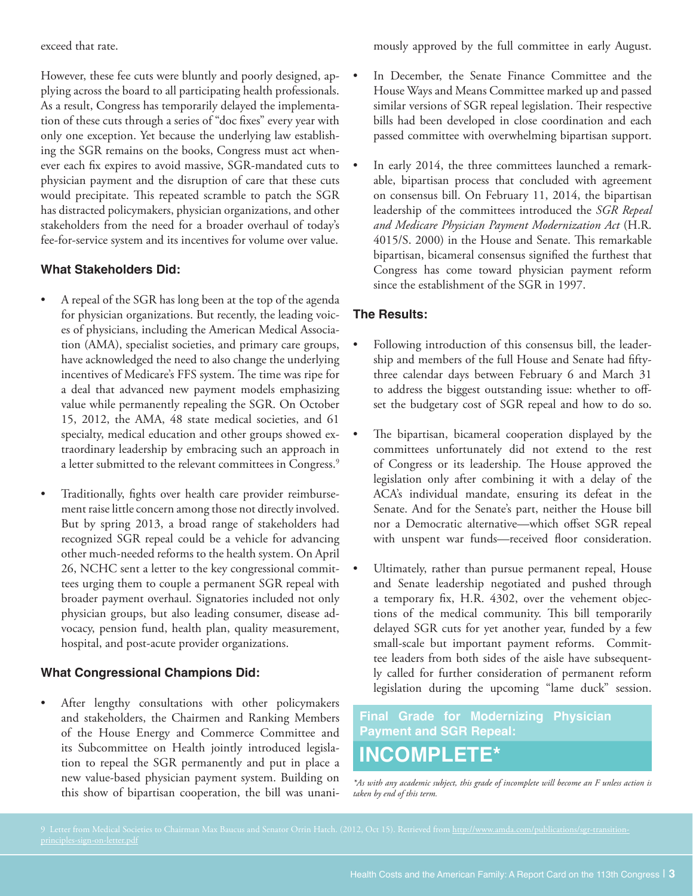exceed that rate.

However, these fee cuts were bluntly and poorly designed, applying across the board to all participating health professionals. As a result, Congress has temporarily delayed the implementation of these cuts through a series of "doc fixes" every year with only one exception. Yet because the underlying law establishing the SGR remains on the books, Congress must act whenever each fix expires to avoid massive, SGR-mandated cuts to physician payment and the disruption of care that these cuts would precipitate. This repeated scramble to patch the SGR has distracted policymakers, physician organizations, and other stakeholders from the need for a broader overhaul of today's fee-for-service system and its incentives for volume over value.

### What Stakeholders Did:

- A repeal of the SGR has long been at the top of the agenda for physician organizations. But recently, the leading voices of physicians, including the American Medical Association (AMA), specialist societies, and primary care groups, have acknowledged the need to also change the underlying incentives of Medicare's FFS system. The time was ripe for a deal that advanced new payment models emphasizing value while permanently repealing the SGR. On October 15, 2012, the AMA, 48 state medical societies, and 61 specialty, medical education and other groups showed extraordinary leadership by embracing such an approach in a letter submitted to the relevant committees in Congress.[9]

- Traditionally, fights over health care provider reimbursement raise little concern among those not directly involved. But by spring 2013, a broad range of stakeholders had recognized SGR repeal could be a vehicle for advancing other much-needed reforms to the health system. On April 26, NCHC sent a letter to the key congressional committees urging them to couple a permanent SGR repeal with broader payment overhaul. Signatories included not only physician groups, but also leading consumer, disease advocacy, pension fund, health plan, quality measurement, hospital, and post-acute provider organizations.

### What Congressional Champions Did:

- After lengthy consultations with other policymakers and stakeholders, the Chairmen and Ranking Members of the House Energy and Commerce Committee and its Subcommittee on Health jointly introduced legislation to repeal the SGR permanently and put in place a new value-based physician payment system. Building on this show of bipartisan cooperation, the bill was unanimously approved by the full committee in early August.

- In December, the Senate Finance Committee and the House Ways and Means Committee marked up and passed similar versions of SGR repeal legislation. Their respective bills had been developed in close coordination and each passed committee with overwhelming bipartisan support.

- In early 2014, the three committees launched a remarkable, bipartisan process that concluded with agreement on consensus bill. On February 11, 2014, the bipartisan leadership of the committees introduced the *SGR Repeal and Medicare Physician Payment Modernization Act* (H.R. 4015/S. 2000) in the House and Senate. This remarkable bipartisan, bicameral consensus signified the furthest that Congress has come toward physician payment reform since the establishment of the SGR in 1997.

### The Results:

- Following introduction of this consensus bill, the leadership and members of the full House and Senate had fifty-three calendar days between February 6 and March 31 to address the biggest outstanding issue: whether to offset the budgetary cost of SGR repeal and how to do so.

- The bipartisan, bicameral cooperation displayed by the committees unfortunately did not extend to the rest of Congress or its leadership. The House approved the legislation only after combining it with a delay of the ACA's individual mandate, ensuring its defeat in the Senate. And for the Senate's part, neither the House bill nor a Democratic alternative—which offset SGR repeal with unspent war funds—received floor consideration.

- Ultimately, rather than pursue permanent repeal, House and Senate leadership negotiated and pushed through a temporary fix, H.R. 4302, over the vehement objections of the medical community. This bill temporarily delayed SGR cuts for yet another year, funded by a few small-scale but important payment reforms. Committee leaders from both sides of the aisle have subsequently called for further consideration of permanent reform legislation during the upcoming "lame duck" session.

**Final Grade for Modernizing Physician Payment and SGR Repeal:**

**INCOMPLETE***

*\*As with any academic subject, this grade of incomplete will become an F unless action is taken by end of this term.*

9 Letter from Medical Societies to Chairman Max Baucus and Senator Orrin Hatch. (2012, Oct 15). Retrieved from http://www.amda.com/publications/sgr-transition-principles-sign-on-letter.pdf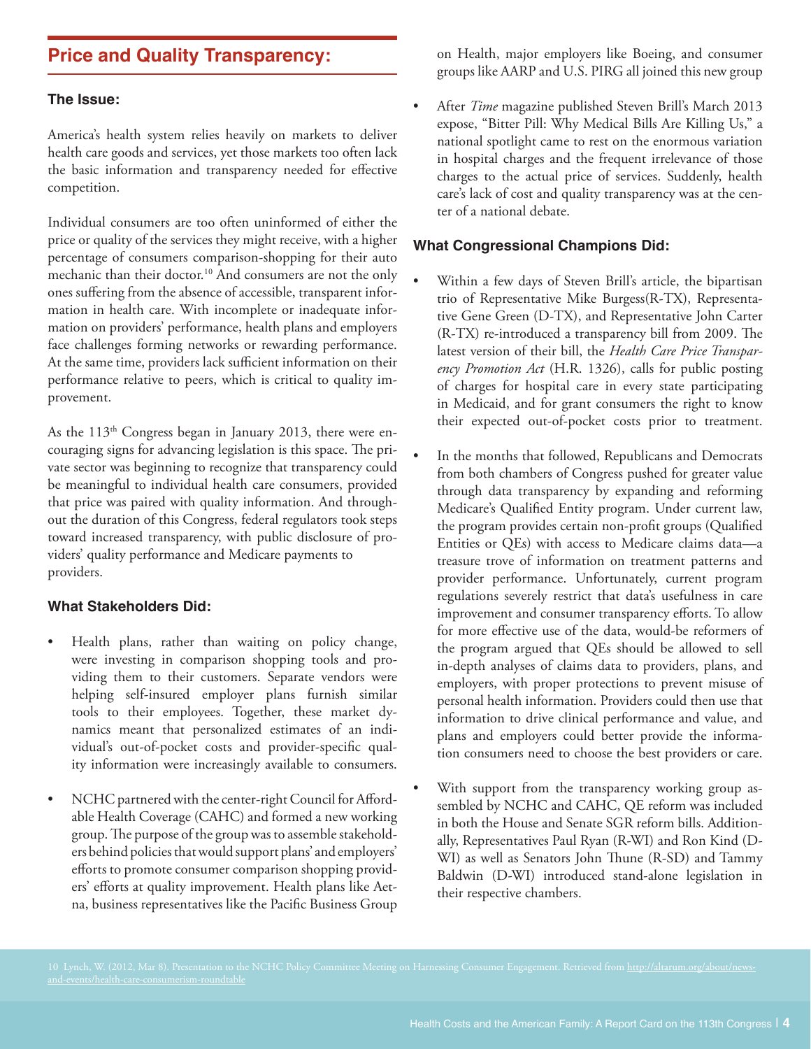## Price and Quality Transparency:

### The Issue:

America's health system relies heavily on markets to deliver health care goods and services, yet those markets too often lack the basic information and transparency needed for effective competition.

Individual consumers are too often uninformed of either the price or quality of the services they might receive, with a higher percentage of consumers comparison-shopping for their auto mechanic than their doctor.[10] And consumers are not the only ones suffering from the absence of accessible, transparent information in health care. With incomplete or inadequate information on providers' performance, health plans and employers face challenges forming networks or rewarding performance. At the same time, providers lack sufficient information on their performance relative to peers, which is critical to quality improvement.

As the 113th Congress began in January 2013, there were encouraging signs for advancing legislation is this space. The private sector was beginning to recognize that transparency could be meaningful to individual health care consumers, provided that price was paired with quality information. And throughout the duration of this Congress, federal regulators took steps toward increased transparency, with public disclosure of providers' quality performance and Medicare payments to providers.

### What Stakeholders Did:

- Health plans, rather than waiting on policy change, were investing in comparison shopping tools and providing them to their customers. Separate vendors were helping self-insured employer plans furnish similar tools to their employees. Together, these market dynamics meant that personalized estimates of an individual's out-of-pocket costs and provider-specific quality information were increasingly available to consumers.
- NCHC partnered with the center-right Council for Affordable Health Coverage (CAHC) and formed a new working group. The purpose of the group was to assemble stakeholders behind policies that would support plans' and employers' efforts to promote consumer comparison shopping providers' efforts at quality improvement. Health plans like Aetna, business representatives like the Pacific Business Group on Health, major employers like Boeing, and consumer groups like AARP and U.S. PIRG all joined this new group
- After *Time* magazine published Steven Brill's March 2013 expose, "Bitter Pill: Why Medical Bills Are Killing Us," a national spotlight came to rest on the enormous variation in hospital charges and the frequent irrelevance of those charges to the actual price of services. Suddenly, health care's lack of cost and quality transparency was at the center of a national debate.

### What Congressional Champions Did:

- Within a few days of Steven Brill's article, the bipartisan trio of Representative Mike Burgess(R-TX), Representative Gene Green (D-TX), and Representative John Carter (R-TX) re-introduced a transparency bill from 2009. The latest version of their bill, the *Health Care Price Transparency Promotion Act* (H.R. 1326), calls for public posting of charges for hospital care in every state participating in Medicaid, and for grant consumers the right to know their expected out-of-pocket costs prior to treatment.
- In the months that followed, Republicans and Democrats from both chambers of Congress pushed for greater value through data transparency by expanding and reforming Medicare's Qualified Entity program. Under current law, the program provides certain non-profit groups (Qualified Entities or QEs) with access to Medicare claims data—a treasure trove of information on treatment patterns and provider performance. Unfortunately, current program regulations severely restrict that data's usefulness in care improvement and consumer transparency efforts. To allow for more effective use of the data, would-be reformers of the program argued that QEs should be allowed to sell in-depth analyses of claims data to providers, plans, and employers, with proper protections to prevent misuse of personal health information. Providers could then use that information to drive clinical performance and value, and plans and employers could better provide the information consumers need to choose the best providers or care.
- With support from the transparency working group assembled by NCHC and CAHC, QE reform was included in both the House and Senate SGR reform bills. Additionally, Representatives Paul Ryan (R-WI) and Ron Kind (D-WI) as well as Senators John Thune (R-SD) and Tammy Baldwin (D-WI) introduced stand-alone legislation in their respective chambers.

10 Lynch, W. (2012, Mar 8). Presentation to the NCHC Policy Committee Meeting on Harnessing Consumer Engagement. Retrieved from http://altarum.org/about/news-and-events/health-care-consumerism-roundtable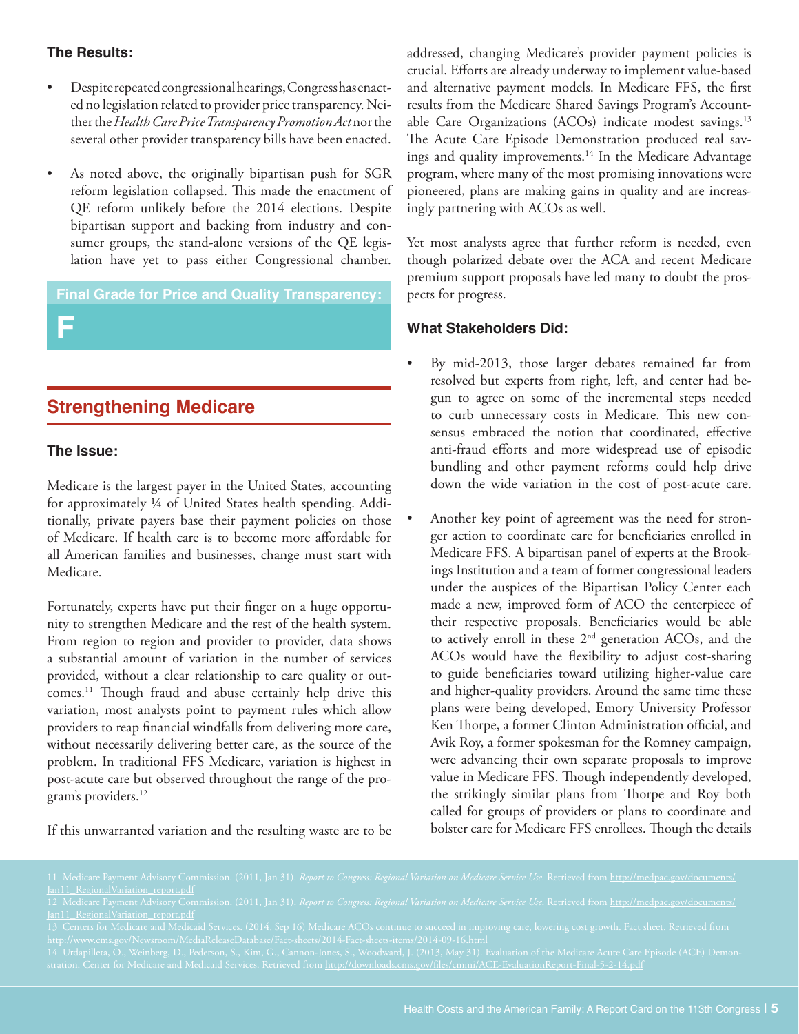### The Results:

- Despite repeated congressional hearings, Congress has enacted no legislation related to provider price transparency. Neither the *Health Care Price Transparency Promotion Act* nor the several other provider transparency bills have been enacted.
- As noted above, the originally bipartisan push for SGR reform legislation collapsed. This made the enactment of QE reform unlikely before the 2014 elections. Despite bipartisan support and backing from industry and consumer groups, the stand-alone versions of the QE legislation have yet to pass either Congressional chamber.

**Final Grade for Price and Quality Transparency:**

**F**

## Strengthening Medicare

### The Issue:

Medicare is the largest payer in the United States, accounting for approximately ¼ of United States health spending. Additionally, private payers base their payment policies on those of Medicare. If health care is to become more affordable for all American families and businesses, change must start with Medicare.

Fortunately, experts have put their finger on a huge opportunity to strengthen Medicare and the rest of the health system. From region to region and provider to provider, data shows a substantial amount of variation in the number of services provided, without a clear relationship to care quality or outcomes.[11] Though fraud and abuse certainly help drive this variation, most analysts point to payment rules which allow providers to reap financial windfalls from delivering more care, without necessarily delivering better care, as the source of the problem. In traditional FFS Medicare, variation is highest in post-acute care but observed throughout the range of the program's providers.[12]

If this unwarranted variation and the resulting waste are to be addressed, changing Medicare's provider payment policies is crucial. Efforts are already underway to implement value-based and alternative payment models. In Medicare FFS, the first results from the Medicare Shared Savings Program's Accountable Care Organizations (ACOs) indicate modest savings.[13] The Acute Care Episode Demonstration produced real savings and quality improvements.[14] In the Medicare Advantage program, where many of the most promising innovations were pioneered, plans are making gains in quality and are increasingly partnering with ACOs as well.

Yet most analysts agree that further reform is needed, even though polarized debate over the ACA and recent Medicare premium support proposals have led many to doubt the prospects for progress.

### What Stakeholders Did:

- By mid-2013, those larger debates remained far from resolved but experts from right, left, and center had begun to agree on some of the incremental steps needed to curb unnecessary costs in Medicare. This new consensus embraced the notion that coordinated, effective anti-fraud efforts and more widespread use of episodic bundling and other payment reforms could help drive down the wide variation in the cost of post-acute care.
- Another key point of agreement was the need for stronger action to coordinate care for beneficiaries enrolled in Medicare FFS. A bipartisan panel of experts at the Brookings Institution and a team of former congressional leaders under the auspices of the Bipartisan Policy Center each made a new, improved form of ACO the centerpiece of their respective proposals. Beneficiaries would be able to actively enroll in these 2nd generation ACOs, and the ACOs would have the flexibility to adjust cost-sharing to guide beneficiaries toward utilizing higher-value care and higher-quality providers. Around the same time these plans were being developed, Emory University Professor Ken Thorpe, a former Clinton Administration official, and Avik Roy, a former spokesman for the Romney campaign, were advancing their own separate proposals to improve value in Medicare FFS. Though independently developed, the strikingly similar plans from Thorpe and Roy both called for groups of providers or plans to coordinate and bolster care for Medicare FFS enrollees. Though the details

---

11 Medicare Payment Advisory Commission. (2011, Jan 31). *Report to Congress: Regional Variation on Medicare Service Use*. Retrieved from http://medpac.gov/documents/Jan11_RegionalVariation_report.pdf

12 Medicare Payment Advisory Commission. (2011, Jan 31). *Report to Congress: Regional Variation on Medicare Service Use*. Retrieved from http://medpac.gov/documents/Jan11_RegionalVariation_report.pdf

13 Centers for Medicare and Medicaid Services. (2014, Sep 16) Medicare ACOs continue to succeed in improving care, lowering cost growth. Fact sheet. Retrieved from http://www.cms.gov/Newsroom/MediaReleaseDatabase/Fact-sheets/2014-Fact-sheets-items/2014-09-16.html

14 Urdapilleta, O., Weinberg, D., Pederson, S., Kim, G., Cannon-Jones, S., Woodward, J. (2013, May 31). Evaluation of the Medicare Acute Care Episode (ACE) Demonstration. Center for Medicare and Medicaid Services. Retrieved from http://downloads.cms.gov/files/cmmi/ACE-EvaluationReport-Final-5-2-14.pdf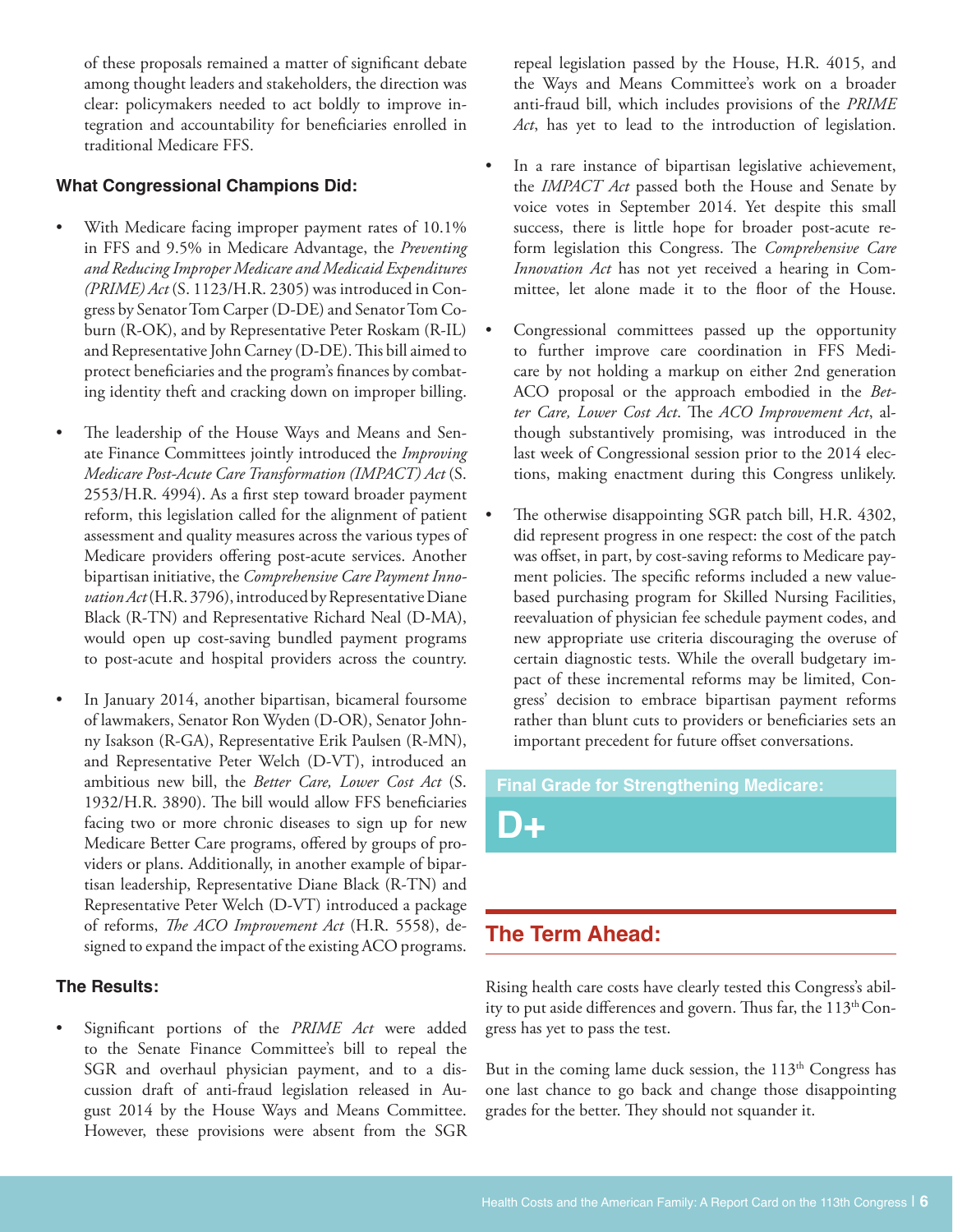of these proposals remained a matter of significant debate among thought leaders and stakeholders, the direction was clear: policymakers needed to act boldly to improve integration and accountability for beneficiaries enrolled in traditional Medicare FFS.

### What Congressional Champions Did:

- With Medicare facing improper payment rates of 10.1% in FFS and 9.5% in Medicare Advantage, the *Preventing and Reducing Improper Medicare and Medicaid Expenditures (PRIME) Act* (S. 1123/H.R. 2305) was introduced in Congress by Senator Tom Carper (D-DE) and Senator Tom Coburn (R-OK), and by Representative Peter Roskam (R-IL) and Representative John Carney (D-DE). This bill aimed to protect beneficiaries and the program's finances by combating identity theft and cracking down on improper billing.
- The leadership of the House Ways and Means and Senate Finance Committees jointly introduced the *Improving Medicare Post-Acute Care Transformation (IMPACT) Act* (S. 2553/H.R. 4994). As a first step toward broader payment reform, this legislation called for the alignment of patient assessment and quality measures across the various types of Medicare providers offering post-acute services. Another bipartisan initiative, the *Comprehensive Care Payment Innovation Act* (H.R. 3796), introduced by Representative Diane Black (R-TN) and Representative Richard Neal (D-MA), would open up cost-saving bundled payment programs to post-acute and hospital providers across the country.
- In January 2014, another bipartisan, bicameral foursome of lawmakers, Senator Ron Wyden (D-OR), Senator Johnny Isakson (R-GA), Representative Erik Paulsen (R-MN), and Representative Peter Welch (D-VT), introduced an ambitious new bill, the *Better Care, Lower Cost Act* (S. 1932/H.R. 3890). The bill would allow FFS beneficiaries facing two or more chronic diseases to sign up for new Medicare Better Care programs, offered by groups of providers or plans. Additionally, in another example of bipartisan leadership, Representative Diane Black (R-TN) and Representative Peter Welch (D-VT) introduced a package of reforms, *The ACO Improvement Act* (H.R. 5558), designed to expand the impact of the existing ACO programs.

### The Results:

- Significant portions of the *PRIME Act* were added to the Senate Finance Committee's bill to repeal the SGR and overhaul physician payment, and to a discussion draft of anti-fraud legislation released in August 2014 by the House Ways and Means Committee. However, these provisions were absent from the SGR repeal legislation passed by the House, H.R. 4015, and the Ways and Means Committee's work on a broader anti-fraud bill, which includes provisions of the *PRIME Act*, has yet to lead to the introduction of legislation.
- In a rare instance of bipartisan legislative achievement, the *IMPACT Act* passed both the House and Senate by voice votes in September 2014. Yet despite this small success, there is little hope for broader post-acute reform legislation this Congress. The *Comprehensive Care Innovation Act* has not yet received a hearing in Committee, let alone made it to the floor of the House.
- Congressional committees passed up the opportunity to further improve care coordination in FFS Medicare by not holding a markup on either 2nd generation ACO proposal or the approach embodied in the *Better Care, Lower Cost Act*. The *ACO Improvement Act*, although substantively promising, was introduced in the last week of Congressional session prior to the 2014 elections, making enactment during this Congress unlikely.
- The otherwise disappointing SGR patch bill, H.R. 4302, did represent progress in one respect: the cost of the patch was offset, in part, by cost-saving reforms to Medicare payment policies. The specific reforms included a new value-based purchasing program for Skilled Nursing Facilities, reevaluation of physician fee schedule payment codes, and new appropriate use criteria discouraging the overuse of certain diagnostic tests. While the overall budgetary impact of these incremental reforms may be limited, Congress' decision to embrace bipartisan payment reforms rather than blunt cuts to providers or beneficiaries sets an important precedent for future offset conversations.

**Final Grade for Strengthening Medicare:**

**D+**

## The Term Ahead:

Rising health care costs have clearly tested this Congress's ability to put aside differences and govern. Thus far, the 113th Congress has yet to pass the test.

But in the coming lame duck session, the 113th Congress has one last chance to go back and change those disappointing grades for the better. They should not squander it.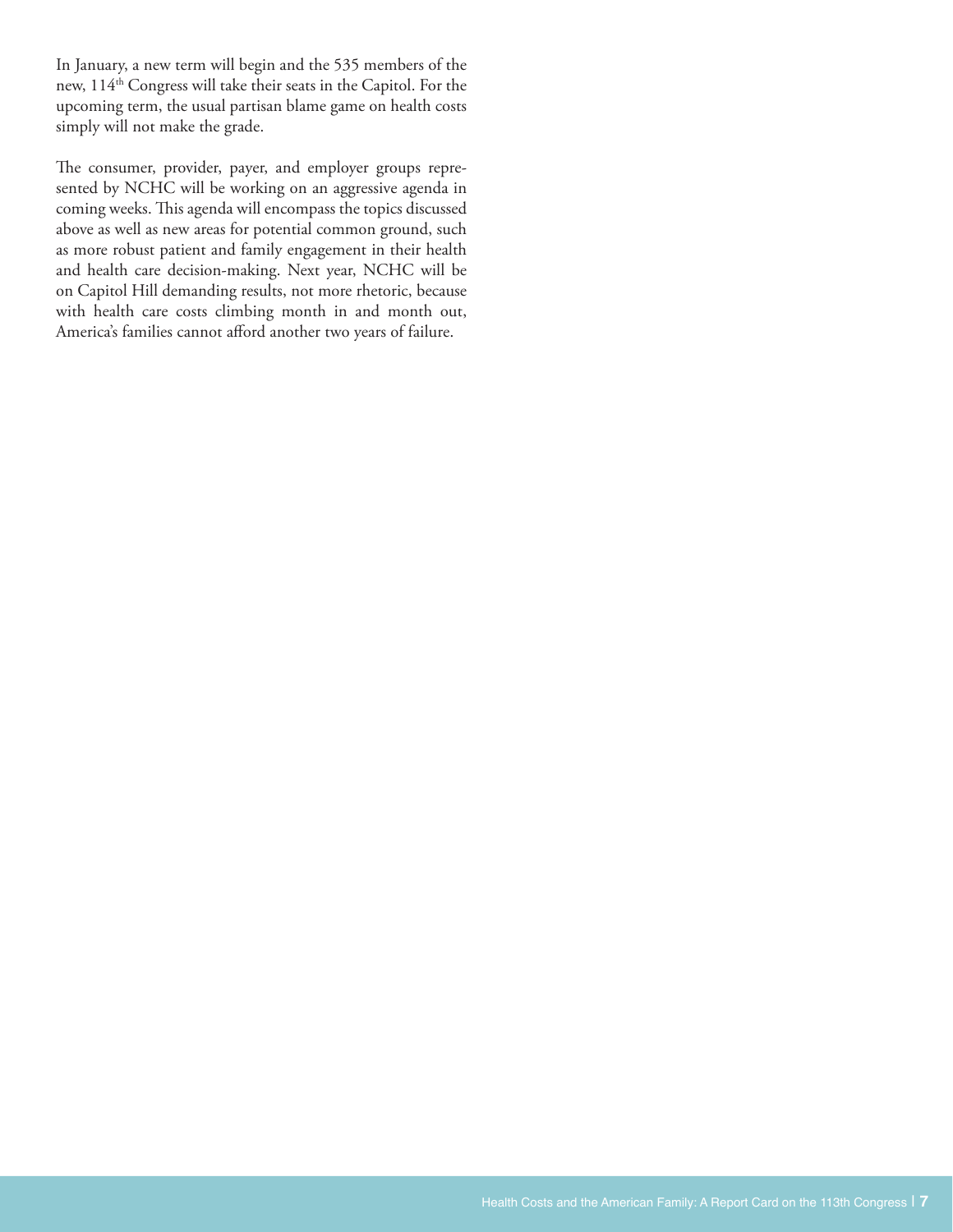In January, a new term will begin and the 535 members of the new, 114th Congress will take their seats in the Capitol. For the upcoming term, the usual partisan blame game on health costs simply will not make the grade.

The consumer, provider, payer, and employer groups represented by NCHC will be working on an aggressive agenda in coming weeks. This agenda will encompass the topics discussed above as well as new areas for potential common ground, such as more robust patient and family engagement in their health and health care decision-making. Next year, NCHC will be on Capitol Hill demanding results, not more rhetoric, because with health care costs climbing month in and month out, America's families cannot afford another two years of failure.